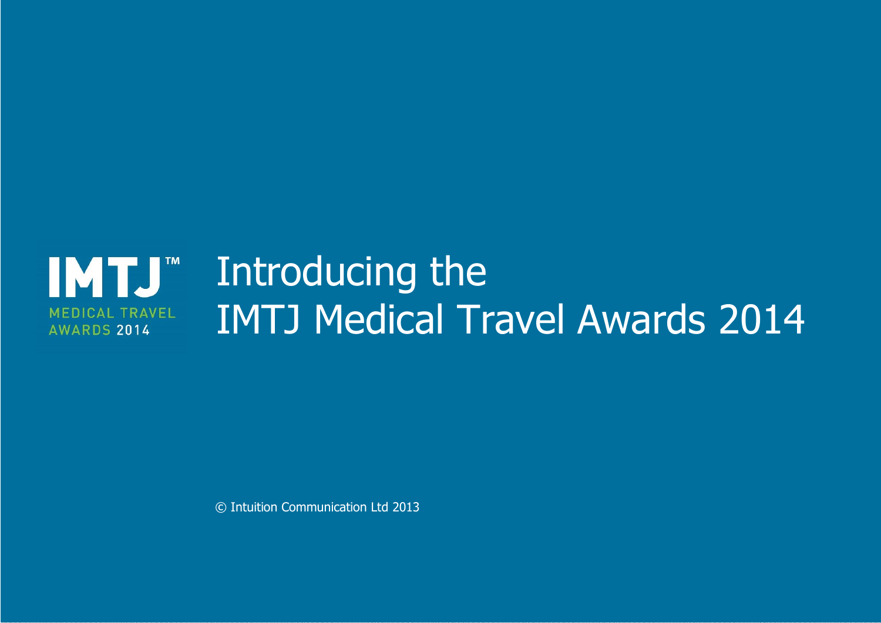IMTJ™
MEDICAL TRAVEL
AWARDS 2014

# Introducing the IMTJ Medical Travel Awards 2014

© Intuition Communication Ltd 2013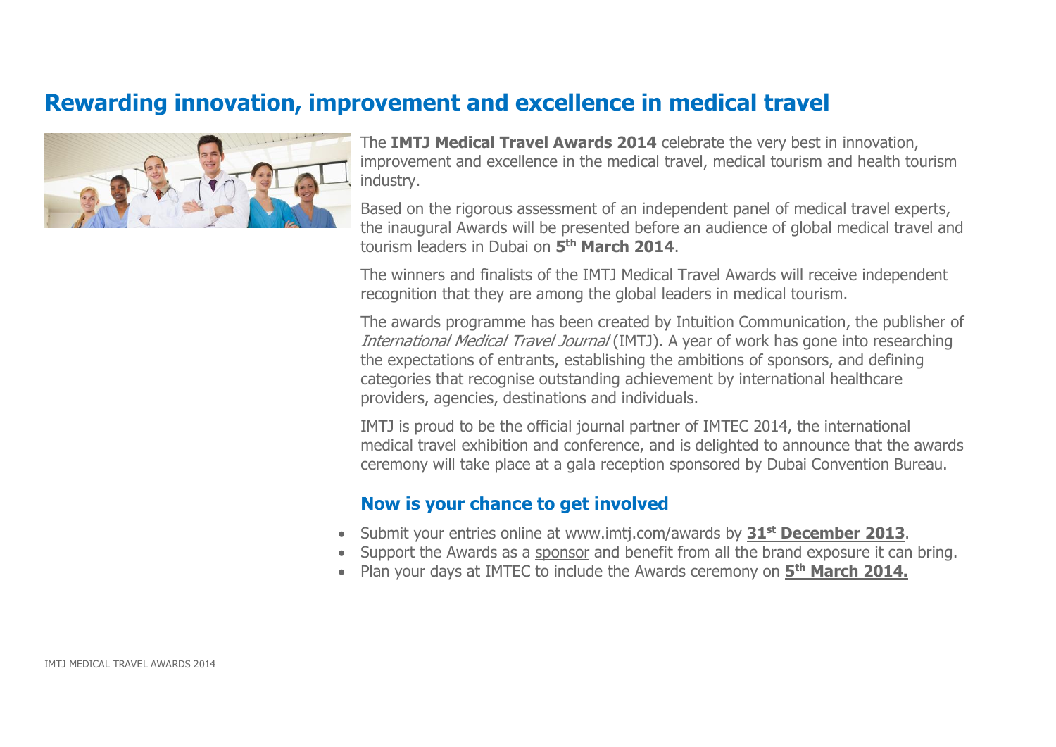# Rewarding innovation, improvement and excellence in medical travel

The **IMTJ Medical Travel Awards 2014** celebrate the very best in innovation, improvement and excellence in the medical travel, medical tourism and health tourism industry.

Based on the rigorous assessment of an independent panel of medical travel experts, the inaugural Awards will be presented before an audience of global medical travel and tourism leaders in Dubai on **5th March 2014**.

The winners and finalists of the IMTJ Medical Travel Awards will receive independent recognition that they are among the global leaders in medical tourism.

The awards programme has been created by Intuition Communication, the publisher of *International Medical Travel Journal* (IMTJ). A year of work has gone into researching the expectations of entrants, establishing the ambitions of sponsors, and defining categories that recognise outstanding achievement by international healthcare providers, agencies, destinations and individuals.

IMTJ is proud to be the official journal partner of IMTEC 2014, the international medical travel exhibition and conference, and is delighted to announce that the awards ceremony will take place at a gala reception sponsored by Dubai Convention Bureau.

## Now is your chance to get involved

- Submit your entries online at www.imtj.com/awards by **31st December 2013**.
- Support the Awards as a sponsor and benefit from all the brand exposure it can bring.
- Plan your days at IMTEC to include the Awards ceremony on **5th March 2014.**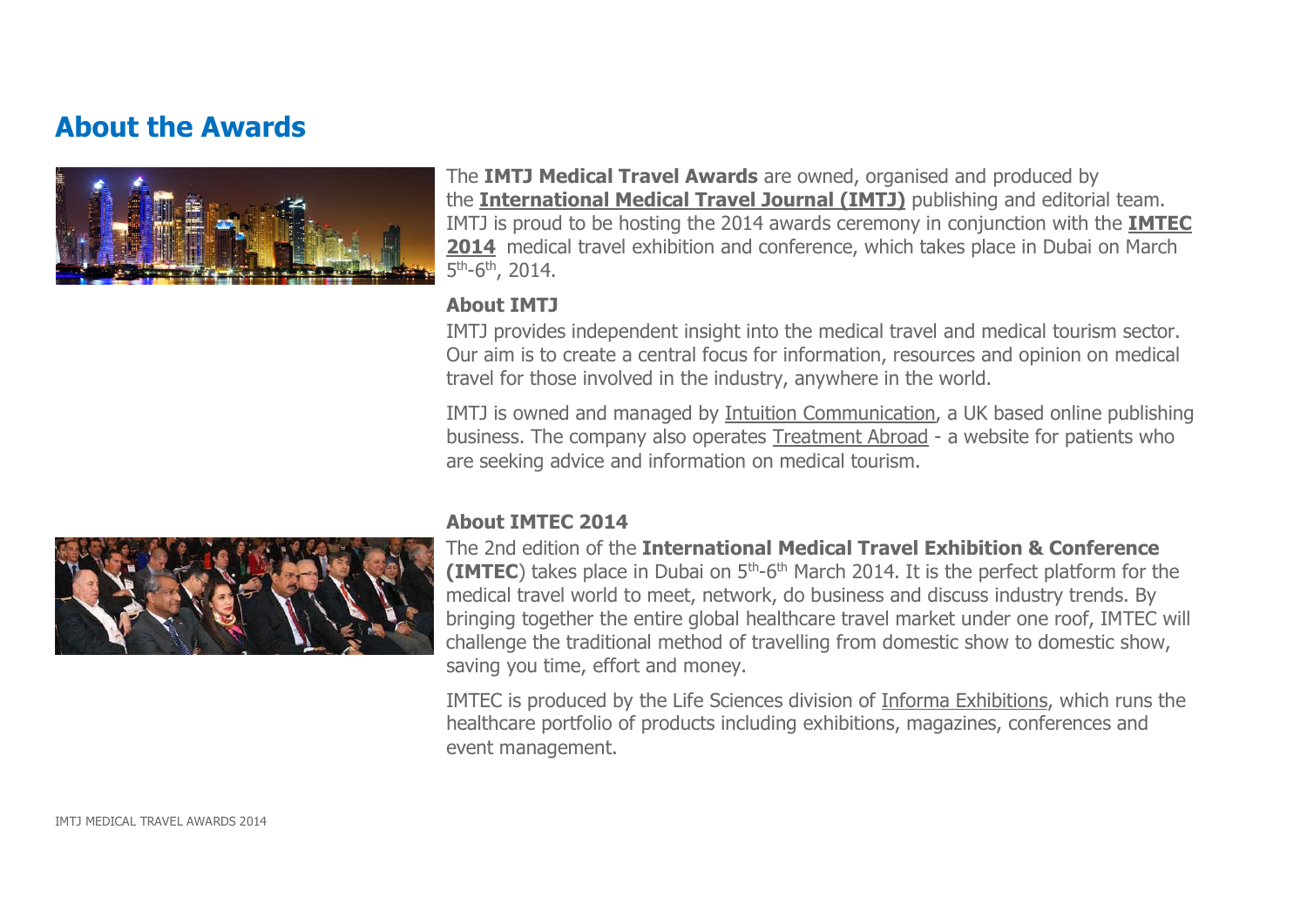# About the Awards

The **IMTJ Medical Travel Awards** are owned, organised and produced by the **International Medical Travel Journal (IMTJ)** publishing and editorial team. IMTJ is proud to be hosting the 2014 awards ceremony in conjunction with the **IMTEC 2014** medical travel exhibition and conference, which takes place in Dubai on March 5th-6th, 2014.

### About IMTJ

IMTJ provides independent insight into the medical travel and medical tourism sector. Our aim is to create a central focus for information, resources and opinion on medical travel for those involved in the industry, anywhere in the world.

IMTJ is owned and managed by Intuition Communication, a UK based online publishing business. The company also operates Treatment Abroad - a website for patients who are seeking advice and information on medical tourism.

### About IMTEC 2014

The 2nd edition of the **International Medical Travel Exhibition & Conference (IMTEC**) takes place in Dubai on 5th-6th March 2014. It is the perfect platform for the medical travel world to meet, network, do business and discuss industry trends. By bringing together the entire global healthcare travel market under one roof, IMTEC will challenge the traditional method of travelling from domestic show to domestic show, saving you time, effort and money.

IMTEC is produced by the Life Sciences division of Informa Exhibitions, which runs the healthcare portfolio of products including exhibitions, magazines, conferences and event management.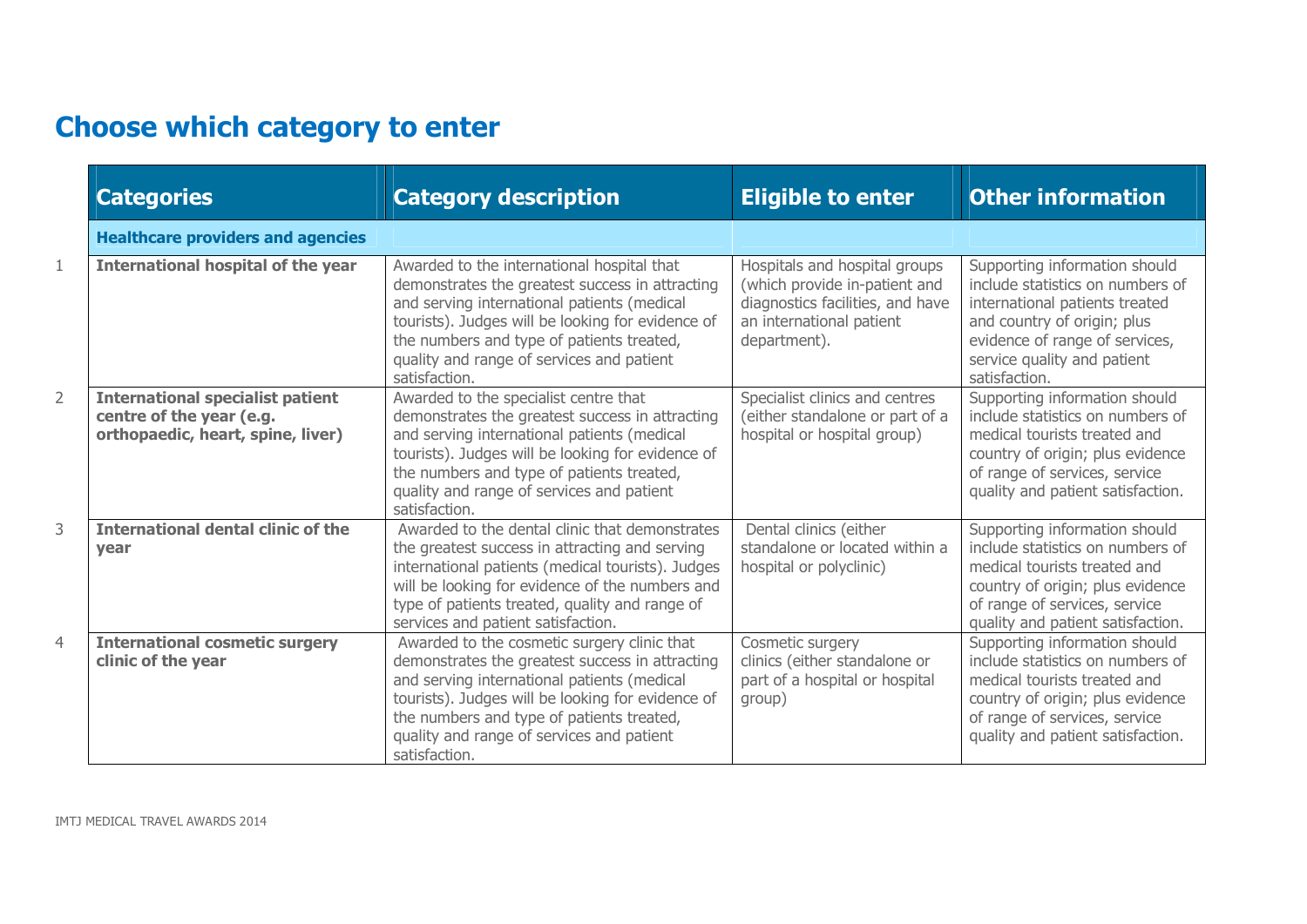# Choose which category to enter

| | Categories | Category description | Eligible to enter | Other information |
|---|---|---|---|---|
| | **Healthcare providers and agencies** | | | |
| 1 | **International hospital of the year** | Awarded to the international hospital that demonstrates the greatest success in attracting and serving international patients (medical tourists). Judges will be looking for evidence of the numbers and type of patients treated, quality and range of services and patient satisfaction. | Hospitals and hospital groups (which provide in-patient and diagnostics facilities, and have an international patient department). | Supporting information should include statistics on numbers of international patients treated and country of origin; plus evidence of range of services, service quality and patient satisfaction. |
| 2 | **International specialist patient centre of the year (e.g. orthopaedic, heart, spine, liver)** | Awarded to the specialist centre that demonstrates the greatest success in attracting and serving international patients (medical tourists). Judges will be looking for evidence of the numbers and type of patients treated, quality and range of services and patient satisfaction. | Specialist clinics and centres (either standalone or part of a hospital or hospital group) | Supporting information should include statistics on numbers of medical tourists treated and country of origin; plus evidence of range of services, service quality and patient satisfaction. |
| 3 | **International dental clinic of the year** | Awarded to the dental clinic that demonstrates the greatest success in attracting and serving international patients (medical tourists). Judges will be looking for evidence of the numbers and type of patients treated, quality and range of services and patient satisfaction. | Dental clinics (either standalone or located within a hospital or polyclinic) | Supporting information should include statistics on numbers of medical tourists treated and country of origin; plus evidence of range of services, service quality and patient satisfaction. |
| 4 | **International cosmetic surgery clinic of the year** | Awarded to the cosmetic surgery clinic that demonstrates the greatest success in attracting and serving international patients (medical tourists). Judges will be looking for evidence of the numbers and type of patients treated, quality and range of services and patient satisfaction. | Cosmetic surgery clinics (either standalone or part of a hospital or hospital group) | Supporting information should include statistics on numbers of medical tourists treated and country of origin; plus evidence of range of services, service quality and patient satisfaction. |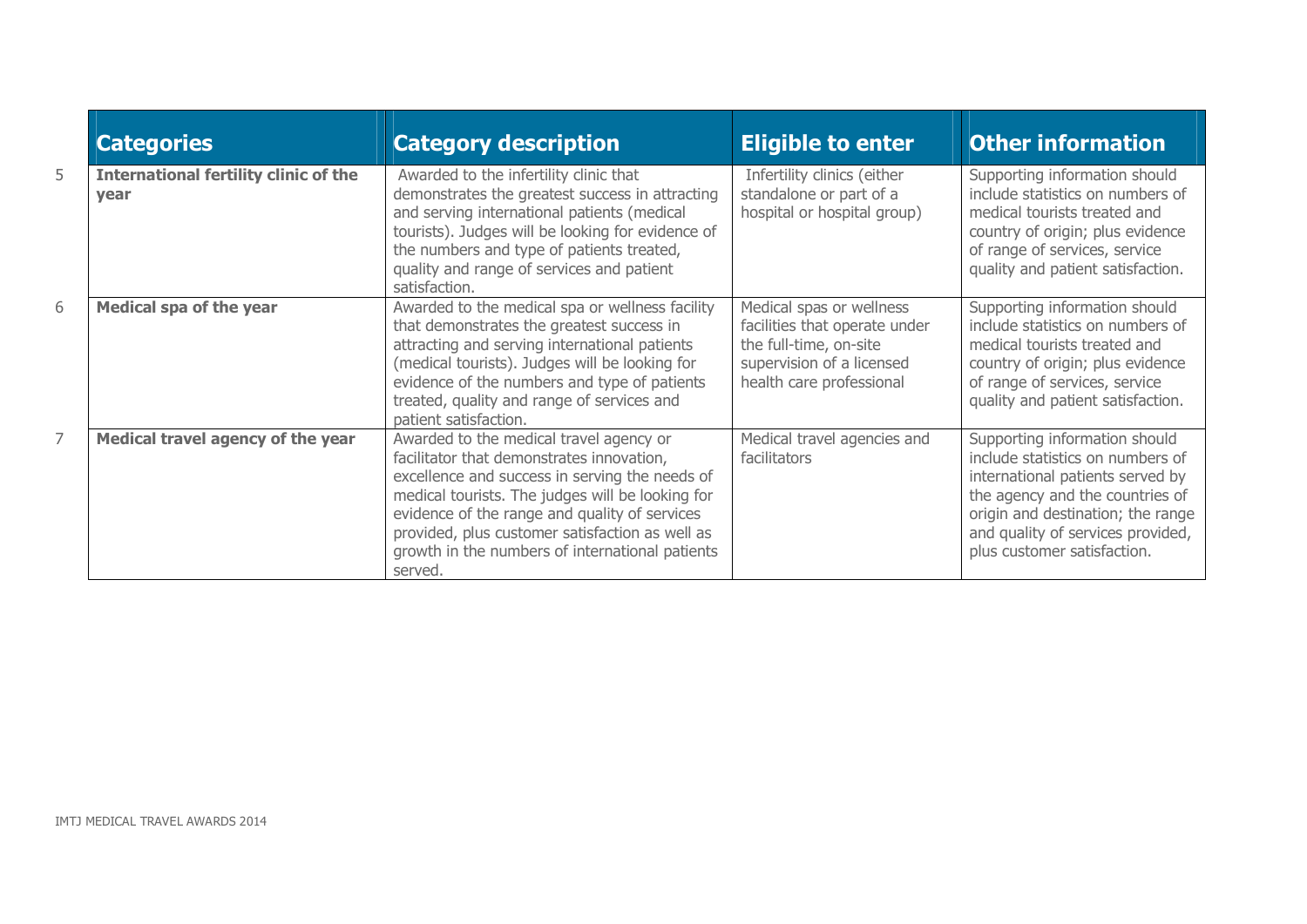| | Categories | Category description | Eligible to enter | Other information |
|---|---|---|---|---|
| 5 | **International fertility clinic of the year** | Awarded to the infertility clinic that demonstrates the greatest success in attracting and serving international patients (medical tourists). Judges will be looking for evidence of the numbers and type of patients treated, quality and range of services and patient satisfaction. | Infertility clinics (either standalone or part of a hospital or hospital group) | Supporting information should include statistics on numbers of medical tourists treated and country of origin; plus evidence of range of services, service quality and patient satisfaction. |
| 6 | **Medical spa of the year** | Awarded to the medical spa or wellness facility that demonstrates the greatest success in attracting and serving international patients (medical tourists). Judges will be looking for evidence of the numbers and type of patients treated, quality and range of services and patient satisfaction. | Medical spas or wellness facilities that operate under the full-time, on-site supervision of a licensed health care professional | Supporting information should include statistics on numbers of medical tourists treated and country of origin; plus evidence of range of services, service quality and patient satisfaction. |
| 7 | **Medical travel agency of the year** | Awarded to the medical travel agency or facilitator that demonstrates innovation, excellence and success in serving the needs of medical tourists. The judges will be looking for evidence of the range and quality of services provided, plus customer satisfaction as well as growth in the numbers of international patients served. | Medical travel agencies and facilitators | Supporting information should include statistics on numbers of international patients served by the agency and the countries of origin and destination; the range and quality of services provided, plus customer satisfaction. |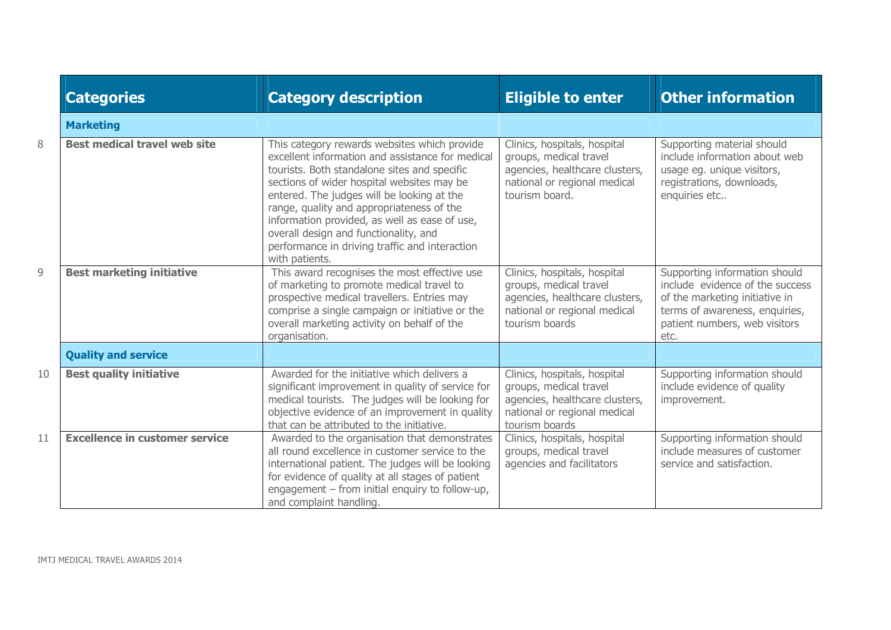| | Categories | Category description | Eligible to enter | Other information |
|---|---|---|---|---|
| | **Marketing** | | | |
| 8 | **Best medical travel web site** | This category rewards websites which provide excellent information and assistance for medical tourists. Both standalone sites and specific sections of wider hospital websites may be entered. The judges will be looking at the range, quality and appropriateness of the information provided, as well as ease of use, overall design and functionality, and performance in driving traffic and interaction with patients. | Clinics, hospitals, hospital groups, medical travel agencies, healthcare clusters, national or regional medical tourism board. | Supporting material should include information about web usage eg. unique visitors, registrations, downloads, enquiries etc.. |
| 9 | **Best marketing initiative** | This award recognises the most effective use of marketing to promote medical travel to prospective medical travellers. Entries may comprise a single campaign or initiative or the overall marketing activity on behalf of the organisation. | Clinics, hospitals, hospital groups, medical travel agencies, healthcare clusters, national or regional medical tourism boards | Supporting information should include evidence of the success of the marketing initiative in terms of awareness, enquiries, patient numbers, web visitors etc. |
| | **Quality and service** | | | |
| 10 | **Best quality initiative** | Awarded for the initiative which delivers a significant improvement in quality of service for medical tourists. The judges will be looking for objective evidence of an improvement in quality that can be attributed to the initiative. | Clinics, hospitals, hospital groups, medical travel agencies, healthcare clusters, national or regional medical tourism boards | Supporting information should include evidence of quality improvement. |
| 11 | **Excellence in customer service** | Awarded to the organisation that demonstrates all round excellence in customer service to the international patient. The judges will be looking for evidence of quality at all stages of patient engagement – from initial enquiry to follow-up, and complaint handling. | Clinics, hospitals, hospital groups, medical travel agencies and facilitators | Supporting information should include measures of customer service and satisfaction. |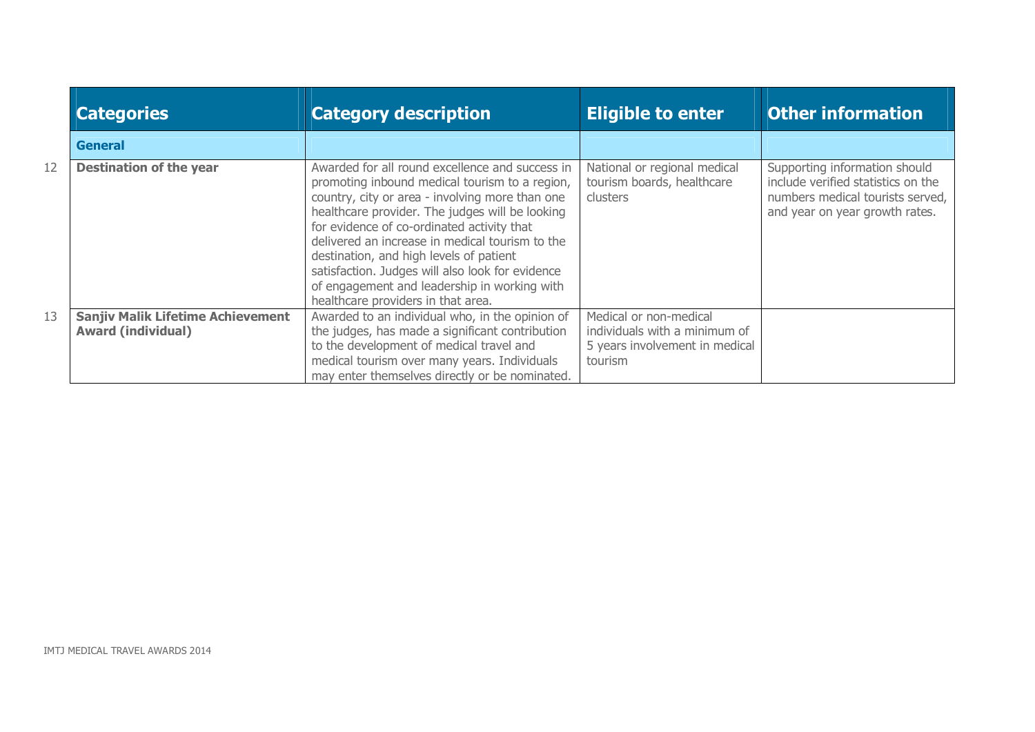| | Categories | Category description | Eligible to enter | Other information |
|---|---|---|---|---|
| | **General** | | | |
| 12 | **Destination of the year** | Awarded for all round excellence and success in promoting inbound medical tourism to a region, country, city or area - involving more than one healthcare provider. The judges will be looking for evidence of co-ordinated activity that delivered an increase in medical tourism to the destination, and high levels of patient satisfaction. Judges will also look for evidence of engagement and leadership in working with healthcare providers in that area. | National or regional medical tourism boards, healthcare clusters | Supporting information should include verified statistics on the numbers medical tourists served, and year on year growth rates. |
| 13 | **Sanjiv Malik Lifetime Achievement Award (individual)** | Awarded to an individual who, in the opinion of the judges, has made a significant contribution to the development of medical travel and medical tourism over many years. Individuals may enter themselves directly or be nominated. | Medical or non-medical individuals with a minimum of 5 years involvement in medical tourism | |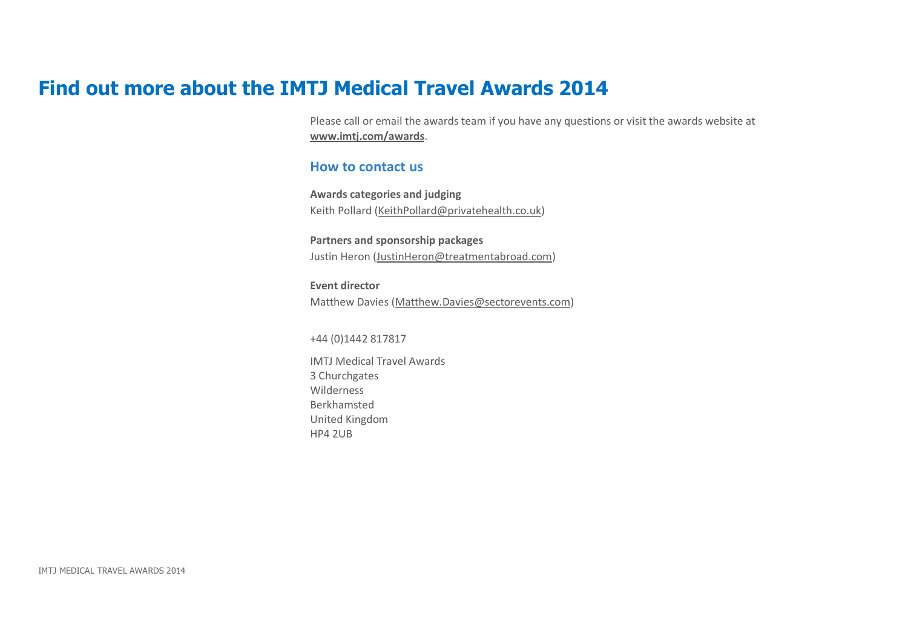# Find out more about the IMTJ Medical Travel Awards 2014

Please call or email the awards team if you have any questions or visit the awards website at **www.imtj.com/awards**.

## How to contact us

**Awards categories and judging**
Keith Pollard (KeithPollard@privatehealth.co.uk)

**Partners and sponsorship packages**
Justin Heron (JustinHeron@treatmentabroad.com)

**Event director**
Matthew Davies (Matthew.Davies@sectorevents.com)

+44 (0)1442 817817

IMTJ Medical Travel Awards
3 Churchgates
Wilderness
Berkhamsted
United Kingdom
HP4 2UB